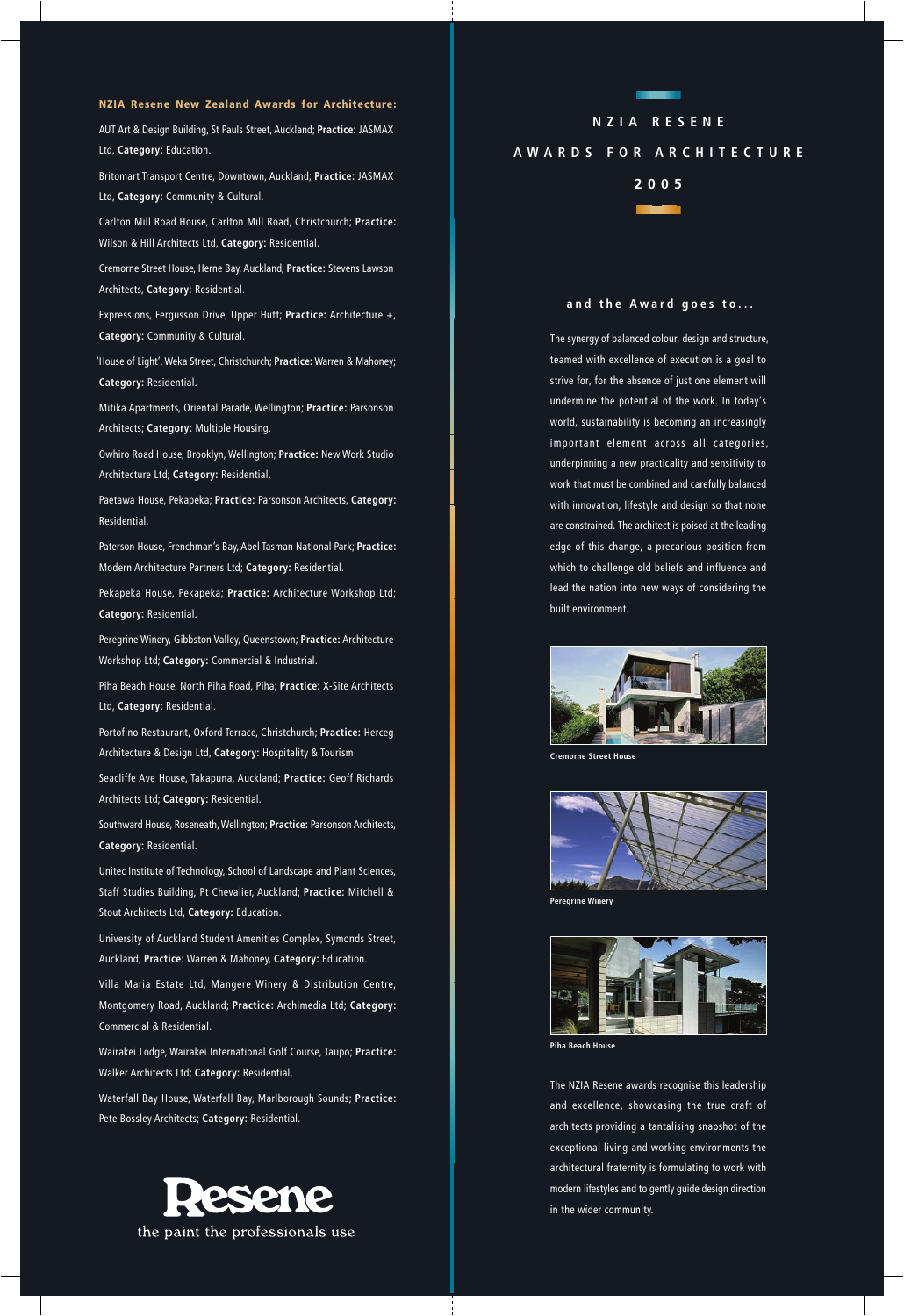**NZIA Resene New Zealand Awards for Architecture:**

AUT Art & Design Building, St Pauls Street, Auckland; **Practice:** JASMAX Ltd, **Category:** Education.

Britomart Transport Centre, Downtown, Auckland; **Practice:** JASMAX Ltd, **Category:** Community & Cultural.

Carlton Mill Road House, Carlton Mill Road, Christchurch; **Practice:** Wilson & Hill Architects Ltd, **Category:** Residential.

Cremorne Street House, Herne Bay, Auckland; **Practice:** Stevens Lawson Architects, **Category:** Residential.

Expressions, Fergusson Drive, Upper Hutt; **Practice:** Architecture +, **Category:** Community & Cultural.

'House of Light', Weka Street, Christchurch; **Practice:** Warren & Mahoney; **Category:** Residential.

Mitika Apartments, Oriental Parade, Wellington; **Practice:** Parsonson Architects; **Category:** Multiple Housing.

Owhiro Road House, Brooklyn, Wellington; **Practice:** New Work Studio Architecture Ltd; **Category:** Residential.

Paetawa House, Pekapeka; **Practice:** Parsonson Architects, **Category:** Residential.

Paterson House, Frenchman's Bay, Abel Tasman National Park; **Practice:** Modern Architecture Partners Ltd; **Category:** Residential.

Pekapeka House, Pekapeka; **Practice:** Architecture Workshop Ltd; **Category:** Residential.

Peregrine Winery, Gibbston Valley, Queenstown; **Practice:** Architecture Workshop Ltd; **Category:** Commercial & Industrial.

Piha Beach House, North Piha Road, Piha; **Practice:** X-Site Architects Ltd, **Category:** Residential.

Portofino Restaurant, Oxford Terrace, Christchurch; **Practice:** Herceg Architecture & Design Ltd, **Category:** Hospitality & Tourism

Seacliffe Ave House, Takapuna, Auckland; **Practice:** Geoff Richards Architects Ltd; **Category:** Residential.

Southward House, Roseneath, Wellington; **Practice:** Parsonson Architects, **Category:** Residential.

Unitec Institute of Technology, School of Landscape and Plant Sciences, Staff Studies Building, Pt Chevalier, Auckland; **Practice:** Mitchell & Stout Architects Ltd, **Category:** Education.

University of Auckland Student Amenities Complex, Symonds Street, Auckland; **Practice:** Warren & Mahoney, **Category:** Education.

Villa Maria Estate Ltd, Mangere Winery & Distribution Centre, Montgomery Road, Auckland; **Practice:** Archimedia Ltd; **Category:** Commercial & Residential.

Wairakei Lodge, Wairakei International Golf Course, Taupo; **Practice:** Walker Architects Ltd; **Category:** Residential.

Waterfall Bay House, Waterfall Bay, Marlborough Sounds; **Practice:** Pete Bossley Architects; **Category:** Residential.

Resene

the paint the professionals use

# NZIA RESENE AWARDS FOR ARCHITECTURE 2005

## and the Award goes to...

The synergy of balanced colour, design and structure, teamed with excellence of execution is a goal to strive for, for the absence of just one element will undermine the potential of the work. In today's world, sustainability is becoming an increasingly important element across all categories, underpinning a new practicality and sensitivity to work that must be combined and carefully balanced with innovation, lifestyle and design so that none are constrained. The architect is poised at the leading edge of this change, a precarious position from which to challenge old beliefs and influence and lead the nation into new ways of considering the built environment.

**Cremorne Street House**

**Peregrine Winery**

**Piha Beach House**

The NZIA Resene awards recognise this leadership and excellence, showcasing the true craft of architects providing a tantalising snapshot of the exceptional living and working environments the architectural fraternity is formulating to work with modern lifestyles and to gently guide design direction in the wider community.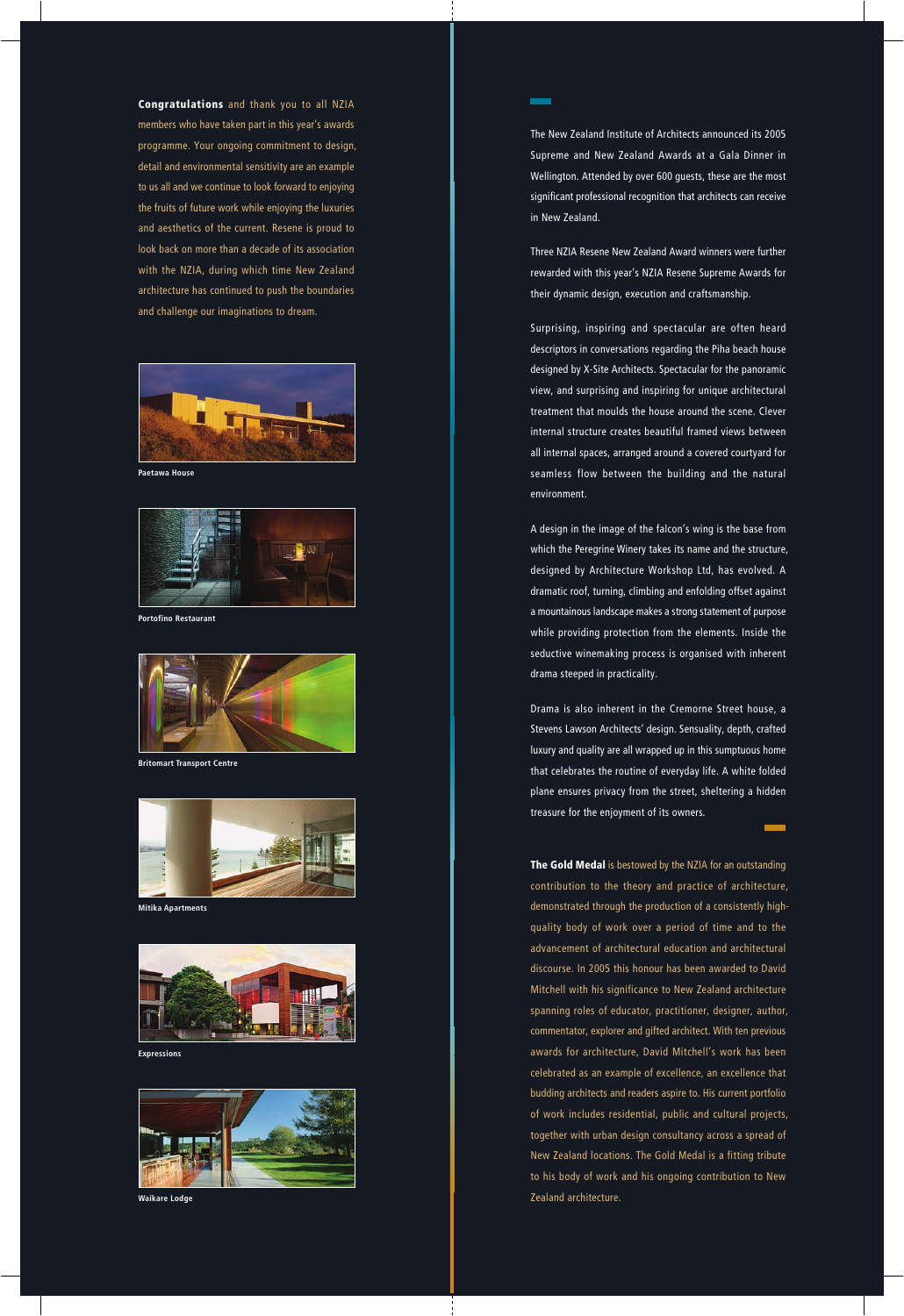**Congratulations** and thank you to all NZIA members who have taken part in this year's awards programme. Your ongoing commitment to design, detail and environmental sensitivity are an example to us all and we continue to look forward to enjoying the fruits of future work while enjoying the luxuries and aesthetics of the current. Resene is proud to look back on more than a decade of its association with the NZIA, during which time New Zealand architecture has continued to push the boundaries and challenge our imaginations to dream.

**Paetawa House**

**Portofino Restaurant**

**Britomart Transport Centre**

**Mitika Apartments**

**Expressions**

**Waikare Lodge**

The New Zealand Institute of Architects announced its 2005 Supreme and New Zealand Awards at a Gala Dinner in Wellington. Attended by over 600 guests, these are the most significant professional recognition that architects can receive in New Zealand.

Three NZIA Resene New Zealand Award winners were further rewarded with this year's NZIA Resene Supreme Awards for their dynamic design, execution and craftsmanship.

Surprising, inspiring and spectacular are often heard descriptors in conversations regarding the Piha beach house designed by X-Site Architects. Spectacular for the panoramic view, and surprising and inspiring for unique architectural treatment that moulds the house around the scene. Clever internal structure creates beautiful framed views between all internal spaces, arranged around a covered courtyard for seamless flow between the building and the natural environment.

A design in the image of the falcon's wing is the base from which the Peregrine Winery takes its name and the structure, designed by Architecture Workshop Ltd, has evolved. A dramatic roof, turning, climbing and enfolding offset against a mountainous landscape makes a strong statement of purpose while providing protection from the elements. Inside the seductive winemaking process is organised with inherent drama steeped in practicality.

Drama is also inherent in the Cremorne Street house, a Stevens Lawson Architects' design. Sensuality, depth, crafted luxury and quality are all wrapped up in this sumptuous home that celebrates the routine of everyday life. A white folded plane ensures privacy from the street, sheltering a hidden treasure for the enjoyment of its owners.

**The Gold Medal** is bestowed by the NZIA for an outstanding contribution to the theory and practice of architecture, demonstrated through the production of a consistently high-quality body of work over a period of time and to the advancement of architectural education and architectural discourse. In 2005 this honour has been awarded to David Mitchell with his significance to New Zealand architecture spanning roles of educator, practitioner, designer, author, commentator, explorer and gifted architect. With ten previous awards for architecture, David Mitchell's work has been celebrated as an example of excellence, an excellence that budding architects and readers aspire to. His current portfolio of work includes residential, public and cultural projects, together with urban design consultancy across a spread of New Zealand locations. The Gold Medal is a fitting tribute to his body of work and his ongoing contribution to New Zealand architecture.